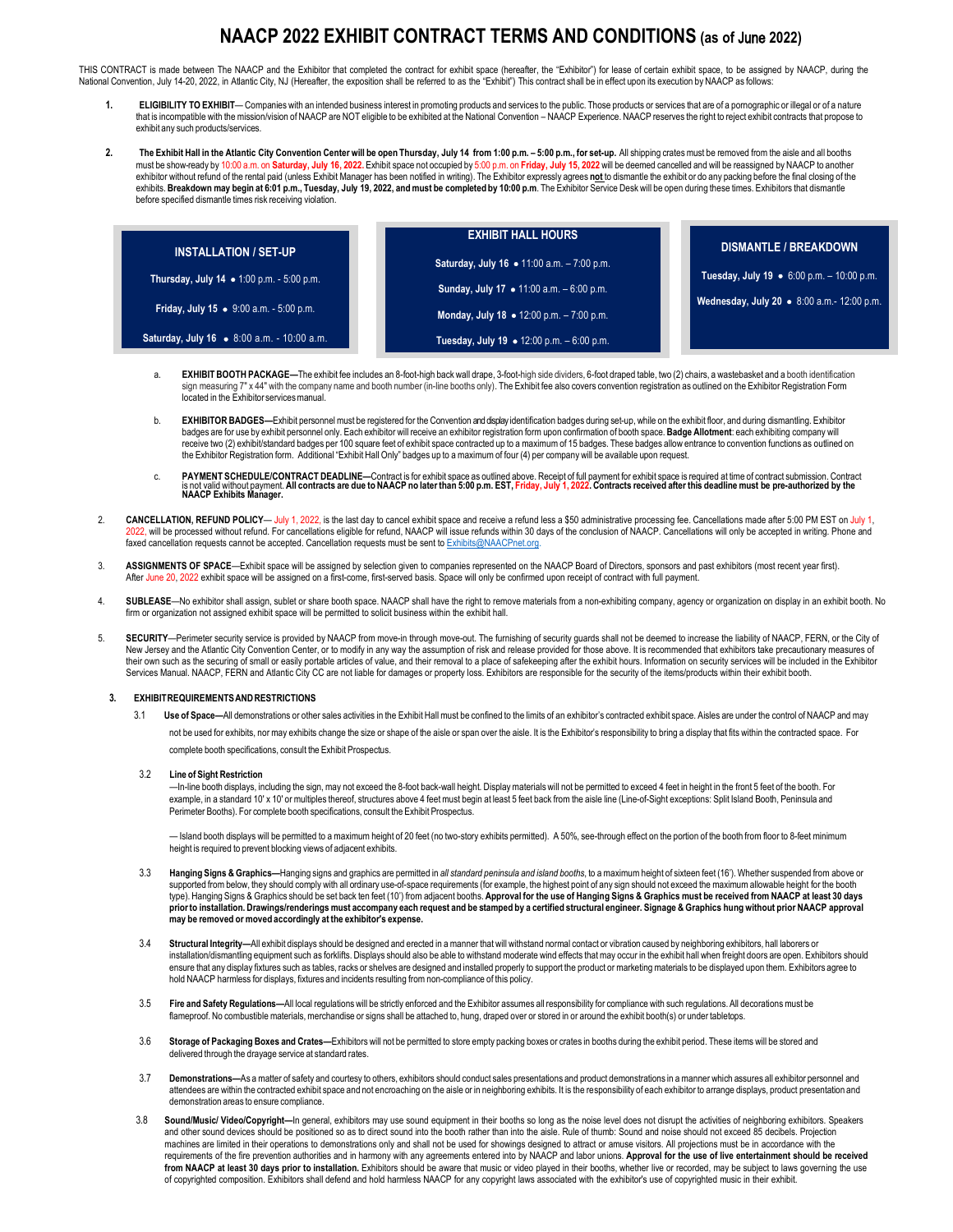# NAACP 2022 EXHIBIT CONTRACT TERMS AND CONDITIONS (as of June 2022)

THIS CONTRACT is made between The NAACP and the Exhibitor that completed the contract for exhibit space (hereafter, the "Exhibitor") for lease of certain exhibit space, to be assigned by NAACP, during the National Convention, July 14-20, 2022, in Atlantic City, NJ (Hereafter, the exposition shall be referred to as the "Exhibit") This contract shall be in effect upon its execution by NAACP as follows:

1. **ELIGIBILITY TO EXHIBIT**— Companies with an intended business interest in promoting products and services to the public. Those products or services that are of a pornographic or illegal or of a nature that is incompatible with the mission/vision of NAACP are NOT eligible to be exhibited at the National Convention – NAACP Experience. NAACP reserves the right to reject exhibit contracts that propose to exhibit any such products/services.

2. **The Exhibit Hall in the Atlantic City Convention Center will be open Thursday, July 14 from 1:00 p.m. – 5:00 p.m., for set-up.** All shipping crates must be removed from the aisle and all booths must be show-ready by 10:00 a.m. on **Saturday, July 16, 2022.** Exhibit space not occupied by 5:00 p.m. on **Friday, July 15, 2022** will be deemed cancelled and will be reassigned by NAACP to another exhibitor without refund of the rental paid (unless Exhibit Manager has been notified in writing). The Exhibitor expressly agrees **not** to dismantle the exhibit or do any packing before the final closing of the exhibits. **Breakdown may begin at 6:01 p.m., Tuesday, July 19, 2022, and must be completed by 10:00 p.m**. The Exhibitor Service Desk will be open during these times. Exhibitors that dismantle before specified dismantle times risk receiving violation.

| INSTALLATION / SET-UP | EXHIBIT HALL HOURS | DISMANTLE / BREAKDOWN |
|---|---|---|
| **Thursday, July 14** • 1:00 p.m. - 5:00 p.m. | **Saturday, July 16** • 11:00 a.m. – 7:00 p.m. | **Tuesday, July 19** • 6:00 p.m. – 10:00 p.m. |
| **Friday, July 15** • 9:00 a.m. - 5:00 p.m. | **Sunday, July 17** • 11:00 a.m. – 6:00 p.m. | **Wednesday, July 20** • 8:00 a.m.- 12:00 p.m. |
| **Saturday, July 16** • 8:00 a.m. - 10:00 a.m. | **Monday, July 18** • 12:00 p.m. – 7:00 p.m. | |
| | **Tuesday, July 19** • 12:00 p.m. – 6:00 p.m. | |

a. **EXHIBIT BOOTH PACKAGE—**The exhibit fee includes an 8-foot-high back wall drape, 3-foot-high side dividers, 6-foot draped table, two (2) chairs, a wastebasket and a booth identification sign measuring 7" x 44" with the company name and booth number (in-line booths only). The Exhibit fee also covers convention registration as outlined on the Exhibitor Registration Form located in the Exhibitor services manual.

b. **EXHIBITOR BADGES—**Exhibit personnel must be registered for the Convention and display identification badges during set-up, while on the exhibit floor, and during dismantling. Exhibitor badges are for use by exhibit personnel only. Each exhibitor will receive an exhibitor registration form upon confirmation of booth space. **Badge Allotment**: each exhibiting company will receive two (2) exhibit/standard badges per 100 square feet of exhibit space contracted up to a maximum of 15 badges. These badges allow entrance to convention functions as outlined on the Exhibitor Registration form. Additional "Exhibit Hall Only" badges up to a maximum of four (4) per company will be available upon request.

c. **PAYMENT SCHEDULE/CONTRACT DEADLINE—**Contract is for exhibit space as outlined above. Receipt of full payment for exhibit space is required at time of contract submission. Contract is not valid without payment. **All contracts are due to NAACP no later than 5:00 p.m. EST, Friday, July 1, 2022. Contracts received after this deadline must be pre-authorized by the NAACP Exhibits Manager.**

2. **CANCELLATION, REFUND POLICY**— July 1, 2022, is the last day to cancel exhibit space and receive a refund less a $50 administrative processing fee. Cancellations made after 5:00 PM EST on July 1, 2022, will be processed without refund. For cancellations eligible for refund, NAACP will issue refunds within 30 days of the conclusion of NAACP. Cancellations will only be accepted in writing. Phone and faxed cancellation requests cannot be accepted. Cancellation requests must be sent to Exhibits@NAACPnet.org.

3. **ASSIGNMENTS OF SPACE**—Exhibit space will be assigned by selection given to companies represented on the NAACP Board of Directors, sponsors and past exhibitors (most recent year first). After June 20, 2022 exhibit space will be assigned on a first-come, first-served basis. Space will only be confirmed upon receipt of contract with full payment.

4. **SUBLEASE**—No exhibitor shall assign, sublet or share booth space. NAACP shall have the right to remove materials from a non-exhibiting company, agency or organization on display in an exhibit booth. No firm or organization not assigned exhibit space will be permitted to solicit business within the exhibit hall.

5. **SECURITY**—Perimeter security service is provided by NAACP from move-in through move-out. The furnishing of security guards shall not be deemed to increase the liability of NAACP, FERN, or the City of New Jersey and the Atlantic City Convention Center, or to modify in any way the assumption of risk and release provided for those above. It is recommended that exhibitors take precautionary measures of their own such as the securing of small or easily portable articles of value, and their removal to a place of safekeeping after the exhibit hours. Information on security services will be included in the Exhibitor Services Manual. NAACP, FERN and Atlantic City CC are not liable for damages or property loss. Exhibitors are responsible for the security of the items/products within their exhibit booth.

### 3. EXHIBIT REQUIREMENTS AND RESTRICTIONS

3.1 **Use of Space—**All demonstrations or other sales activities in the Exhibit Hall must be confined to the limits of an exhibitor's contracted exhibit space. Aisles are under the control of NAACP and may not be used for exhibits, nor may exhibits change the size or shape of the aisle or span over the aisle. It is the Exhibitor's responsibility to bring a display that fits within the contracted space. For complete booth specifications, consult the Exhibit Prospectus.

3.2 **Line of Sight Restriction**

—In-line booth displays, including the sign, may not exceed the 8-foot back-wall height. Display materials will not be permitted to exceed 4 feet in height in the front 5 feet of the booth. For example, in a standard 10' x 10' or multiples thereof, structures above 4 feet must begin at least 5 feet back from the aisle line (Line-of-Sight exceptions: Split Island Booth, Peninsula and Perimeter Booths). For complete booth specifications, consult the Exhibit Prospectus.

— Island booth displays will be permitted to a maximum height of 20 feet (no two-story exhibits permitted). A 50%, see-through effect on the portion of the booth from floor to 8-feet minimum height is required to prevent blocking views of adjacent exhibits.

3.3 **Hanging Signs & Graphics—**Hanging signs and graphics are permitted in *all standard peninsula and island booths*, to a maximum height of sixteen feet (16'). Whether suspended from above or supported from below, they should comply with all ordinary use-of-space requirements (for example, the highest point of any sign should not exceed the maximum allowable height for the booth type). Hanging Signs & Graphics should be set back ten feet (10') from adjacent booths. **Approval for the use of Hanging Signs & Graphics must be received from NAACP at least 30 days prior to installation. Drawings/renderings must accompany each request and be stamped by a certified structural engineer. Signage & Graphics hung without prior NAACP approval may be removed or moved accordingly at the exhibitor's expense.**

3.4 **Structural Integrity—**All exhibit displays should be designed and erected in a manner that will withstand normal contact or vibration caused by neighboring exhibitors, hall laborers or installation/dismantling equipment such as forklifts. Displays should also be able to withstand moderate wind effects that may occur in the exhibit hall when freight doors are open. Exhibitors should ensure that any display fixtures such as tables, racks or shelves are designed and installed properly to support the product or marketing materials to be displayed upon them. Exhibitors agree to hold NAACP harmless for displays, fixtures and incidents resulting from non-compliance of this policy.

3.5 **Fire and Safety Regulations—**All local regulations will be strictly enforced and the Exhibitor assumes all responsibility for compliance with such regulations. All decorations must be flameproof. No combustible materials, merchandise or signs shall be attached to, hung, draped over or stored in or around the exhibit booth(s) or under tabletops.

3.6 **Storage of Packaging Boxes and Crates—**Exhibitors will not be permitted to store empty packing boxes or crates in booths during the exhibit period. These items will be stored and delivered through the drayage service at standard rates.

3.7 **Demonstrations—**As a matter of safety and courtesy to others, exhibitors should conduct sales presentations and product demonstrations in a manner which assures all exhibitor personnel and attendees are within the contracted exhibit space and not encroaching on the aisle or in neighboring exhibits. It is the responsibility of each exhibitor to arrange displays, product presentation and demonstration areas to ensure compliance.

3.8 **Sound/Music/ Video/Copyright—**In general, exhibitors may use sound equipment in their booths so long as the noise level does not disrupt the activities of neighboring exhibitors. Speakers and other sound devices should be positioned so as to direct sound into the booth rather than into the aisle. Rule of thumb: Sound and noise should not exceed 85 decibels. Projection machines are limited in their operations to demonstrations only and shall not be used for showings designed to attract or amuse visitors. All projections must be in accordance with the requirements of the fire prevention authorities and in harmony with any agreements entered into by NAACP and labor unions. **Approval for the use of live entertainment should be received from NAACP at least 30 days prior to installation.** Exhibitors should be aware that music or video played in their booths, whether live or recorded, may be subject to laws governing the use of copyrighted composition. Exhibitors shall defend and hold harmless NAACP for any copyright laws associated with the exhibitor's use of copyrighted music in their exhibit.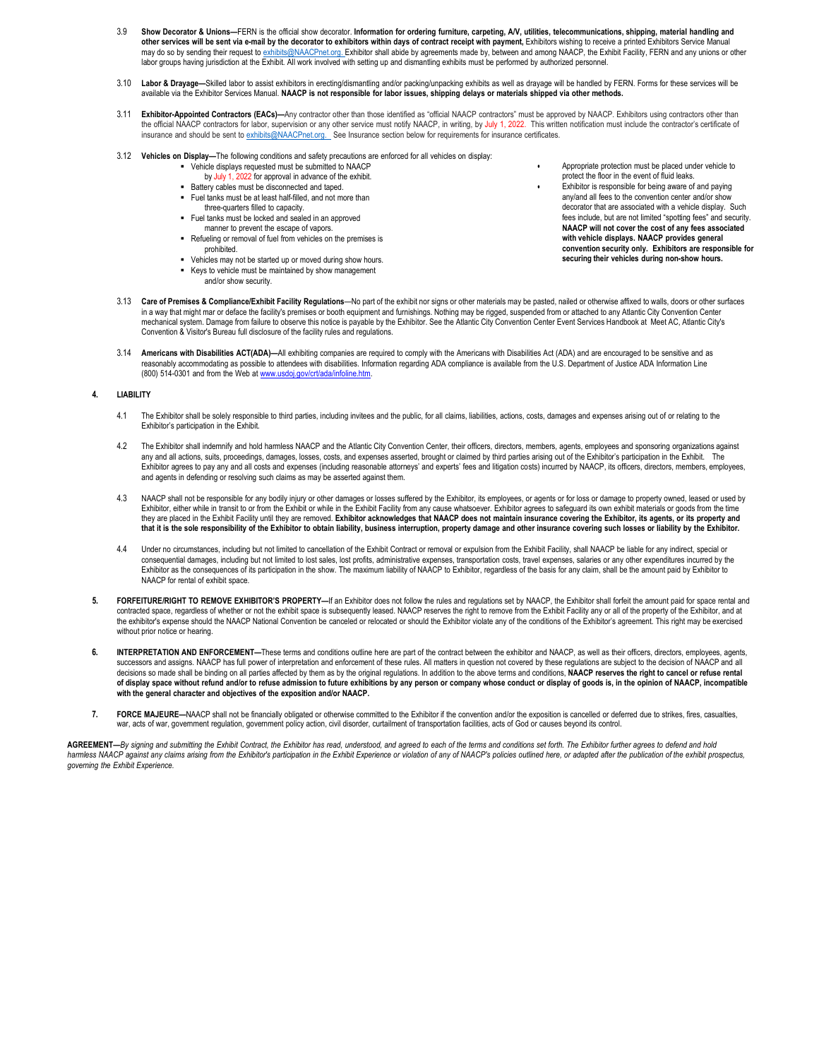3.9 **Show Decorator & Unions—**FERN is the official show decorator. **Information for ordering furniture, carpeting, A/V, utilities, telecommunications, shipping, material handling and other services will be sent via e-mail by the decorator to exhibitors within days of contract receipt with payment,** Exhibitors wishing to receive a printed Exhibitors Service Manual may do so by sending their request to exhibits@NAACPnet.org. Exhibitor shall abide by agreements made by, between and among NAACP, the Exhibit Facility, FERN and any unions or other labor groups having jurisdiction at the Exhibit. All work involved with setting up and dismantling exhibits must be performed by authorized personnel.

3.10 **Labor & Drayage—**Skilled labor to assist exhibitors in erecting/dismantling and/or packing/unpacking exhibits as well as drayage will be handled by FERN. Forms for these services will be available via the Exhibitor Services Manual. **NAACP is not responsible for labor issues, shipping delays or materials shipped via other methods.**

3.11 **Exhibitor-Appointed Contractors (EACs)—**Any contractor other than those identified as "official NAACP contractors" must be approved by NAACP. Exhibitors using contractors other than the official NAACP contractors for labor, supervision or any other service must notify NAACP, in writing, by July 1, 2022. This written notification must include the contractor's certificate of insurance and should be sent to exhibits@NAACPnet.org. See Insurance section below for requirements for insurance certificates.

3.12 **Vehicles on Display—**The following conditions and safety precautions are enforced for all vehicles on display:

- Vehicle displays requested must be submitted to NAACP by July 1, 2022 for approval in advance of the exhibit.
- Battery cables must be disconnected and taped.
- Fuel tanks must be at least half-filled, and not more than three-quarters filled to capacity.
- Fuel tanks must be locked and sealed in an approved manner to prevent the escape of vapors.
- Refueling or removal of fuel from vehicles on the premises is prohibited.
- Vehicles may not be started up or moved during show hours.
- Keys to vehicle must be maintained by show management and/or show security.
- Appropriate protection must be placed under vehicle to protect the floor in the event of fluid leaks.
- Exhibitor is responsible for being aware of and paying any/and all fees to the convention center and/or show decorator that are associated with a vehicle display. Such fees include, but are not limited "spotting fees" and security. **NAACP will not cover the cost of any fees associated with vehicle displays. NAACP provides general convention security only. Exhibitors are responsible for securing their vehicles during non-show hours.**

3.13 **Care of Premises & Compliance/Exhibit Facility Regulations**—No part of the exhibit nor signs or other materials may be pasted, nailed or otherwise affixed to walls, doors or other surfaces in a way that might mar or deface the facility's premises or booth equipment and furnishings. Nothing may be rigged, suspended from or attached to any Atlantic City Convention Center mechanical system. Damage from failure to observe this notice is payable by the Exhibitor. See the Atlantic City Convention Center Event Services Handbook at Meet AC, Atlantic City's Convention & Visitor's Bureau full disclosure of the facility rules and regulations.

3.14 **Americans with Disabilities ACT(ADA)—**All exhibiting companies are required to comply with the Americans with Disabilities Act (ADA) and are encouraged to be sensitive and as reasonably accommodating as possible to attendees with disabilities. Information regarding ADA compliance is available from the U.S. Department of Justice ADA Information Line (800) 514-0301 and from the Web at www.usdoj.gov/crt/ada/infoline.htm.

## 4. LIABILITY

4.1 The Exhibitor shall be solely responsible to third parties, including invitees and the public, for all claims, liabilities, actions, costs, damages and expenses arising out of or relating to the Exhibitor's participation in the Exhibit.

4.2 The Exhibitor shall indemnify and hold harmless NAACP and the Atlantic City Convention Center, their officers, directors, members, agents, employees and sponsoring organizations against any and all actions, suits, proceedings, damages, losses, costs, and expenses asserted, brought or claimed by third parties arising out of the Exhibitor's participation in the Exhibit. The Exhibitor agrees to pay any and all costs and expenses (including reasonable attorneys' and experts' fees and litigation costs) incurred by NAACP, its officers, directors, members, employees, and agents in defending or resolving such claims as may be asserted against them.

4.3 NAACP shall not be responsible for any bodily injury or other damages or losses suffered by the Exhibitor, its employees, or agents or for loss or damage to property owned, leased or used by Exhibitor, either while in transit to or from the Exhibit or while in the Exhibit Facility from any cause whatsoever. Exhibitor agrees to safeguard its own exhibit materials or goods from the time they are placed in the Exhibit Facility until they are removed. **Exhibitor acknowledges that NAACP does not maintain insurance covering the Exhibitor, its agents, or its property and that it is the sole responsibility of the Exhibitor to obtain liability, business interruption, property damage and other insurance covering such losses or liability by the Exhibitor.**

4.4 Under no circumstances, including but not limited to cancellation of the Exhibit Contract or removal or expulsion from the Exhibit Facility, shall NAACP be liable for any indirect, special or consequential damages, including but not limited to lost sales, lost profits, administrative expenses, transportation costs, travel expenses, salaries or any other expenditures incurred by the Exhibitor as the consequences of its participation in the show. The maximum liability of NAACP to Exhibitor, regardless of the basis for any claim, shall be the amount paid by Exhibitor to NAACP for rental of exhibit space.

## 5. FORFEITURE/RIGHT TO REMOVE EXHIBITOR'S PROPERTY—

If an Exhibitor does not follow the rules and regulations set by NAACP, the Exhibitor shall forfeit the amount paid for space rental and contracted space, regardless of whether or not the exhibit space is subsequently leased. NAACP reserves the right to remove from the Exhibit Facility any or all of the property of the Exhibitor, and at the exhibitor's expense should the NAACP National Convention be canceled or relocated or should the Exhibitor violate any of the conditions of the Exhibitor's agreement. This right may be exercised without prior notice or hearing.

## 6. INTERPRETATION AND ENFORCEMENT—

These terms and conditions outline here are part of the contract between the exhibitor and NAACP, as well as their officers, directors, employees, agents, successors and assigns. NAACP has full power of interpretation and enforcement of these rules. All matters in question not covered by these regulations are subject to the decision of NAACP and all decisions so made shall be binding on all parties affected by them as by the original regulations. In addition to the above terms and conditions, **NAACP reserves the right to cancel or refuse rental of display space without refund and/or to refuse admission to future exhibitions by any person or company whose conduct or display of goods is, in the opinion of NAACP, incompatible with the general character and objectives of the exposition and/or NAACP.**

## 7. FORCE MAJEURE—

NAACP shall not be financially obligated or otherwise committed to the Exhibitor if the convention and/or the exposition is cancelled or deferred due to strikes, fires, casualties, war, acts of war, government regulation, government policy action, civil disorder, curtailment of transportation facilities, acts of God or causes beyond its control.

**AGREEMENT—***By signing and submitting the Exhibit Contract, the Exhibitor has read, understood, and agreed to each of the terms and conditions set forth. The Exhibitor further agrees to defend and hold harmless NAACP against any claims arising from the Exhibitor's participation in the Exhibit Experience or violation of any of NAACP's policies outlined here, or adapted after the publication of the exhibit prospectus, governing the Exhibit Experience.*